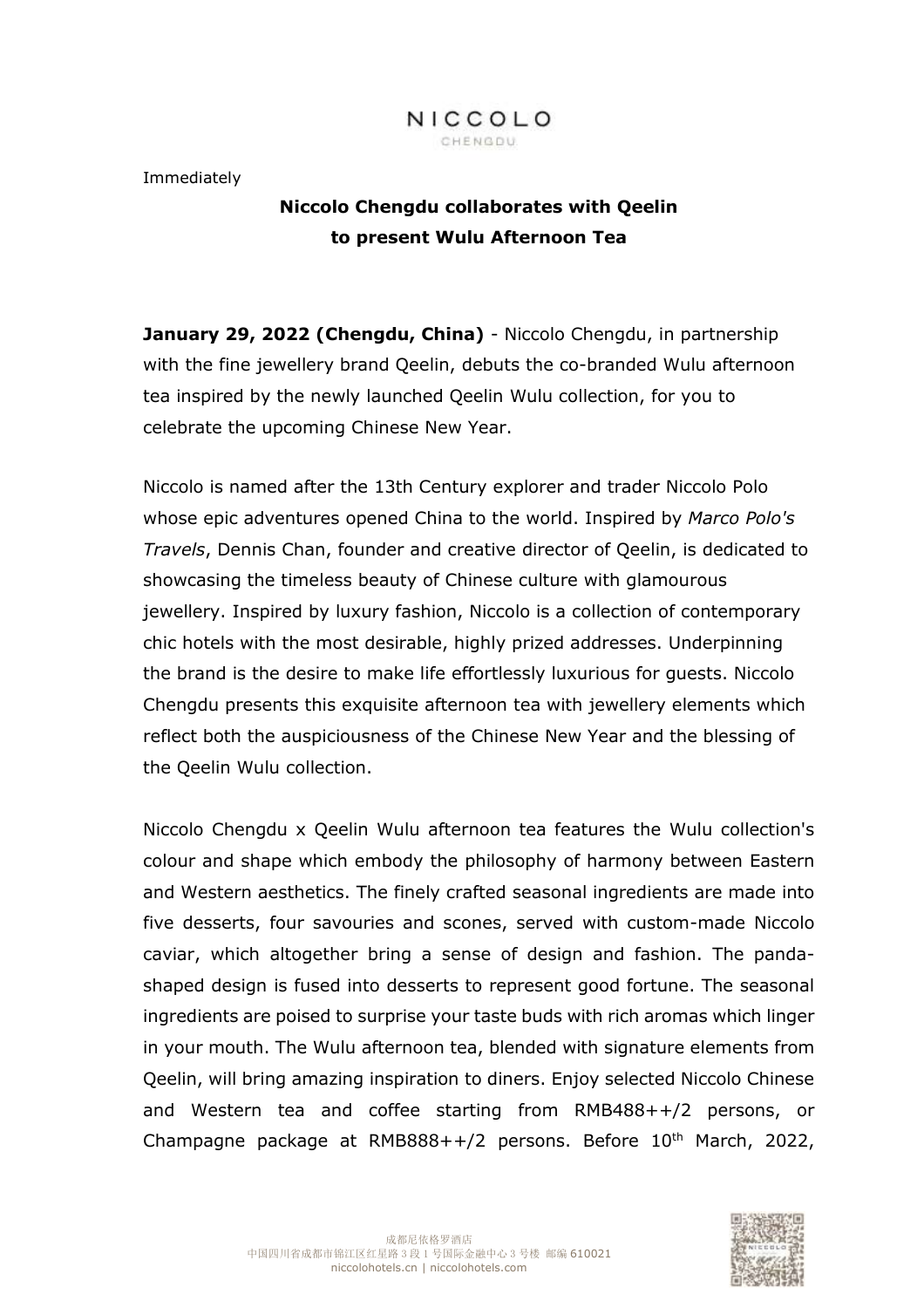NICCOLO
CHENGDU

Immediately

**Niccolo Chengdu collaborates with Qeelin to present Wulu Afternoon Tea**

**January 29, 2022 (Chengdu, China)** - Niccolo Chengdu, in partnership with the fine jewellery brand Qeelin, debuts the co-branded Wulu afternoon tea inspired by the newly launched Qeelin Wulu collection, for you to celebrate the upcoming Chinese New Year.

Niccolo is named after the 13th Century explorer and trader Niccolo Polo whose epic adventures opened China to the world. Inspired by *Marco Polo's Travels*, Dennis Chan, founder and creative director of Qeelin, is dedicated to showcasing the timeless beauty of Chinese culture with glamourous jewellery. Inspired by luxury fashion, Niccolo is a collection of contemporary chic hotels with the most desirable, highly prized addresses. Underpinning the brand is the desire to make life effortlessly luxurious for guests. Niccolo Chengdu presents this exquisite afternoon tea with jewellery elements which reflect both the auspiciousness of the Chinese New Year and the blessing of the Qeelin Wulu collection.

Niccolo Chengdu x Qeelin Wulu afternoon tea features the Wulu collection's colour and shape which embody the philosophy of harmony between Eastern and Western aesthetics. The finely crafted seasonal ingredients are made into five desserts, four savouries and scones, served with custom-made Niccolo caviar, which altogether bring a sense of design and fashion. The panda-shaped design is fused into desserts to represent good fortune. The seasonal ingredients are poised to surprise your taste buds with rich aromas which linger in your mouth. The Wulu afternoon tea, blended with signature elements from Qeelin, will bring amazing inspiration to diners. Enjoy selected Niccolo Chinese and Western tea and coffee starting from RMB488++/2 persons, or Champagne package at RMB888++/2 persons. Before 10th March, 2022,

成都尼依格罗酒店
中国四川省成都市锦江区红星路 3 段 1 号国际金融中心 3 号楼 邮编 610021
niccolohotels.cn | niccolohotels.com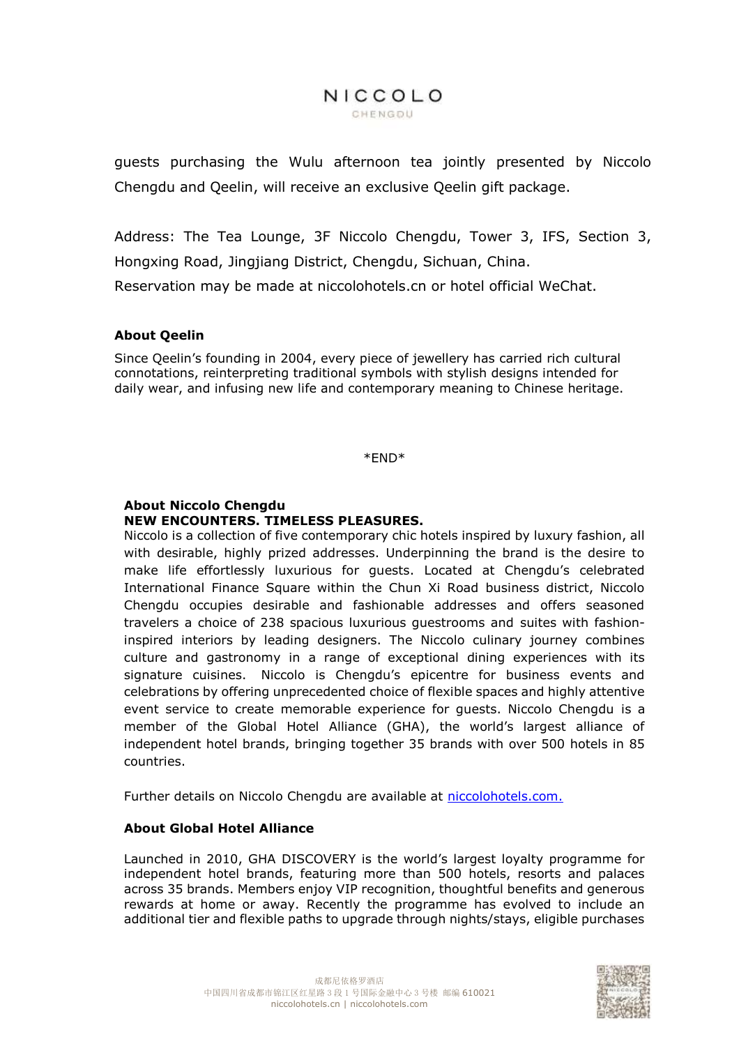guests purchasing the Wulu afternoon tea jointly presented by Niccolo Chengdu and Qeelin, will receive an exclusive Qeelin gift package.

Address: The Tea Lounge, 3F Niccolo Chengdu, Tower 3, IFS, Section 3, Hongxing Road, Jingjiang District, Chengdu, Sichuan, China.
Reservation may be made at niccolohotels.cn or hotel official WeChat.

**About Qeelin**

Since Qeelin's founding in 2004, every piece of jewellery has carried rich cultural connotations, reinterpreting traditional symbols with stylish designs intended for daily wear, and infusing new life and contemporary meaning to Chinese heritage.

*END*

**About Niccolo Chengdu**
**NEW ENCOUNTERS. TIMELESS PLEASURES.**
Niccolo is a collection of five contemporary chic hotels inspired by luxury fashion, all with desirable, highly prized addresses. Underpinning the brand is the desire to make life effortlessly luxurious for guests. Located at Chengdu's celebrated International Finance Square within the Chun Xi Road business district, Niccolo Chengdu occupies desirable and fashionable addresses and offers seasoned travelers a choice of 238 spacious luxurious guestrooms and suites with fashion-inspired interiors by leading designers. The Niccolo culinary journey combines culture and gastronomy in a range of exceptional dining experiences with its signature cuisines. Niccolo is Chengdu's epicentre for business events and celebrations by offering unprecedented choice of flexible spaces and highly attentive event service to create memorable experience for guests. Niccolo Chengdu is a member of the Global Hotel Alliance (GHA), the world's largest alliance of independent hotel brands, bringing together 35 brands with over 500 hotels in 85 countries.

Further details on Niccolo Chengdu are available at [niccolohotels.com.](niccolohotels.com)

**About Global Hotel Alliance**

Launched in 2010, GHA DISCOVERY is the world's largest loyalty programme for independent hotel brands, featuring more than 500 hotels, resorts and palaces across 35 brands. Members enjoy VIP recognition, thoughtful benefits and generous rewards at home or away. Recently the programme has evolved to include an additional tier and flexible paths to upgrade through nights/stays, eligible purchases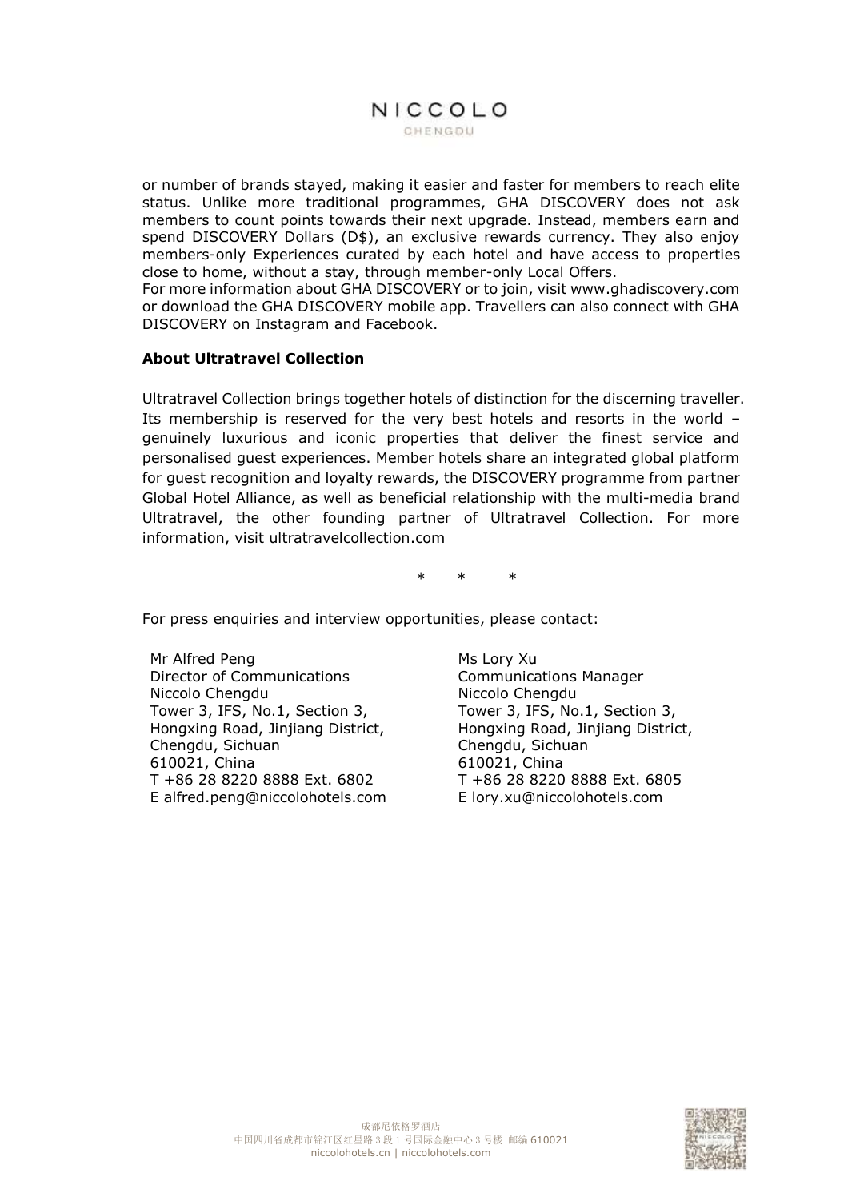or number of brands stayed, making it easier and faster for members to reach elite status. Unlike more traditional programmes, GHA DISCOVERY does not ask members to count points towards their next upgrade. Instead, members earn and spend DISCOVERY Dollars (D$), an exclusive rewards currency. They also enjoy members-only Experiences curated by each hotel and have access to properties close to home, without a stay, through member-only Local Offers.
For more information about GHA DISCOVERY or to join, visit www.ghadiscovery.com or download the GHA DISCOVERY mobile app. Travellers can also connect with GHA DISCOVERY on Instagram and Facebook.

**About Ultratravel Collection**

Ultratravel Collection brings together hotels of distinction for the discerning traveller. Its membership is reserved for the very best hotels and resorts in the world – genuinely luxurious and iconic properties that deliver the finest service and personalised guest experiences. Member hotels share an integrated global platform for guest recognition and loyalty rewards, the DISCOVERY programme from partner Global Hotel Alliance, as well as beneficial relationship with the multi-media brand Ultratravel, the other founding partner of Ultratravel Collection. For more information, visit ultratravelcollection.com

\* \* \*

For press enquiries and interview opportunities, please contact:

Mr Alfred Peng
Director of Communications
Niccolo Chengdu
Tower 3, IFS, No.1, Section 3,
Hongxing Road, Jinjiang District,
Chengdu, Sichuan
610021, China
T +86 28 8220 8888 Ext. 6802
E alfred.peng@niccolohotels.com

Ms Lory Xu
Communications Manager
Niccolo Chengdu
Tower 3, IFS, No.1, Section 3,
Hongxing Road, Jinjiang District,
Chengdu, Sichuan
610021, China
T +86 28 8220 8888 Ext. 6805
E lory.xu@niccolohotels.com